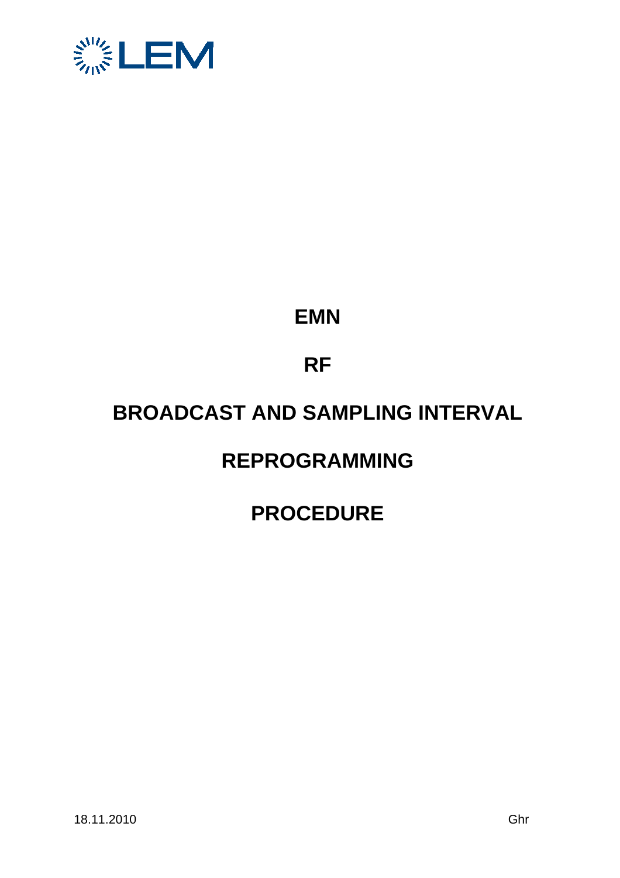LEM

# EMN

# RF

# BROADCAST AND SAMPLING INTERVAL

# REPROGRAMMING

# PROCEDURE

18.11.2010 Ghr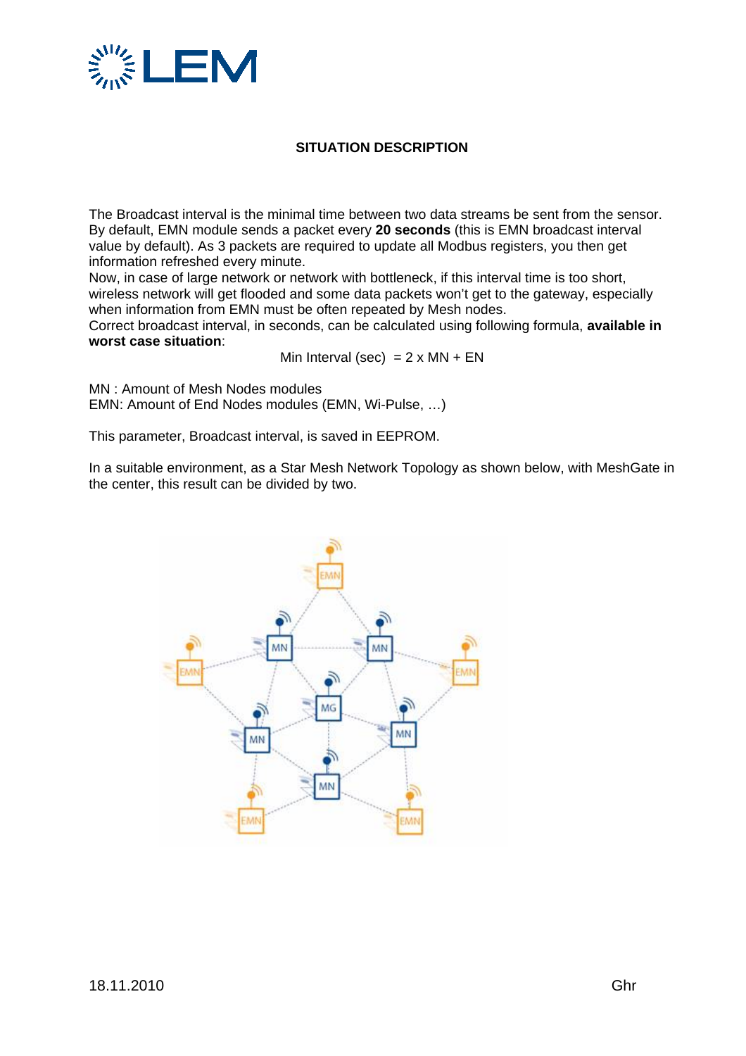## SITUATION DESCRIPTION

The Broadcast interval is the minimal time between two data streams be sent from the sensor. By default, EMN module sends a packet every **20 seconds** (this is EMN broadcast interval value by default). As 3 packets are required to update all Modbus registers, you then get information refreshed every minute.

Now, in case of large network or network with bottleneck, if this interval time is too short, wireless network will get flooded and some data packets won't get to the gateway, especially when information from EMN must be often repeated by Mesh nodes.

Correct broadcast interval, in seconds, can be calculated using following formula, **available in worst case situation**:

$$\text{Min Interval (sec)} = 2 \times MN + EN$$

MN : Amount of Mesh Nodes modules
EMN: Amount of End Nodes modules (EMN, Wi-Pulse, …)

This parameter, Broadcast interval, is saved in EEPROM.

In a suitable environment, as a Star Mesh Network Topology as shown below, with MeshGate in the center, this result can be divided by two.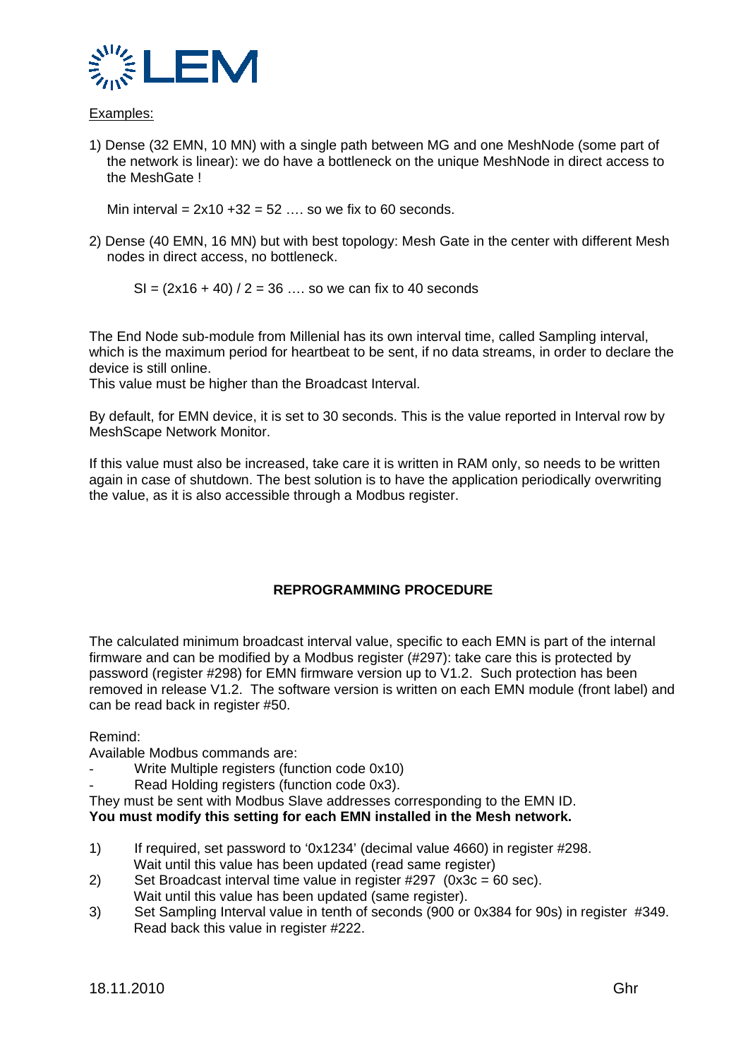Examples:

1) Dense (32 EMN, 10 MN) with a single path between MG and one MeshNode (some part of the network is linear): we do have a bottleneck on the unique MeshNode in direct access to the MeshGate !

   Min interval = 2x10 +32 = 52 …. so we fix to 60 seconds.

2) Dense (40 EMN, 16 MN) but with best topology: Mesh Gate in the center with different Mesh nodes in direct access, no bottleneck.

   SI = (2x16 + 40) / 2 = 36 …. so we can fix to 40 seconds

The End Node sub-module from Millenial has its own interval time, called Sampling interval, which is the maximum period for heartbeat to be sent, if no data streams, in order to declare the device is still online.
This value must be higher than the Broadcast Interval.

By default, for EMN device, it is set to 30 seconds. This is the value reported in Interval row by MeshScape Network Monitor.

If this value must also be increased, take care it is written in RAM only, so needs to be written again in case of shutdown. The best solution is to have the application periodically overwriting the value, as it is also accessible through a Modbus register.

**REPROGRAMMING PROCEDURE**

The calculated minimum broadcast interval value, specific to each EMN is part of the internal firmware and can be modified by a Modbus register (#297): take care this is protected by password (register #298) for EMN firmware version up to V1.2. Such protection has been removed in release V1.2. The software version is written on each EMN module (front label) and can be read back in register #50.

Remind:
Available Modbus commands are:
- Write Multiple registers (function code 0x10)
- Read Holding registers (function code 0x3).

They must be sent with Modbus Slave addresses corresponding to the EMN ID.
**You must modify this setting for each EMN installed in the Mesh network.**

1) If required, set password to '0x1234' (decimal value 4660) in register #298.
   Wait until this value has been updated (read same register)
2) Set Broadcast interval time value in register #297 (0x3c = 60 sec).
   Wait until this value has been updated (same register).
3) Set Sampling Interval value in tenth of seconds (900 or 0x384 for 90s) in register #349.
   Read back this value in register #222.

18.11.2010 Ghr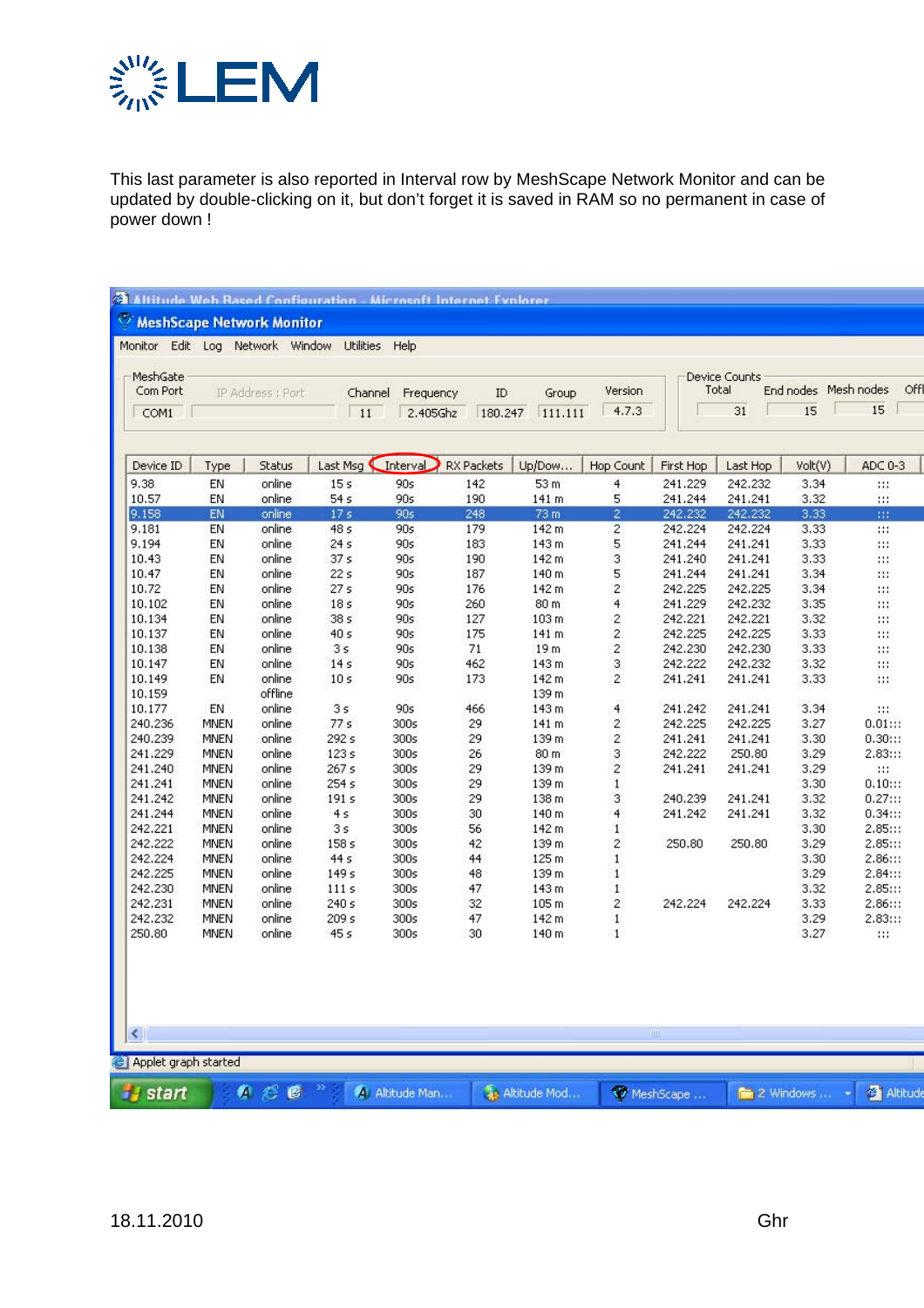This last parameter is also reported in Interval row by MeshScape Network Monitor and can be updated by double-clicking on it, but don't forget it is saved in RAM so no permanent in case of power down !

Altitude Web Based Configuration - Microsoft Internet Explorer

MeshScape Network Monitor

Monitor Edit Log Network Window Utilities Help

| MeshGate Com Port | IP Address : Port | Channel | Frequency | ID | Group | Version |
|---|---|---|---|---|---|---|
| COM1 | | 11 | 2.405Ghz | 180.247 | 111.111 | 4.7.3 |

| Device Counts Total | End nodes | Mesh nodes |
|---|---|---|
| 31 | 15 | 15 |

| Device ID | Type | Status | Last Msg | Interval | RX Packets | Up/Dow... | Hop Count | First Hop | Last Hop | Volt(V) | ADC 0-3 |
|---|---|---|---|---|---|---|---|---|---|---|---|
| 9.38 | EN | online | 15 s | 90s | 142 | 53 m | 4 | 241.229 | 242.232 | 3.34 | ::: |
| 10.57 | EN | online | 54 s | 90s | 190 | 141 m | 5 | 241.244 | 241.241 | 3.32 | ::: |
| 9.158 | EN | online | 17 s | 90s | 248 | 73 m | 2 | 242.232 | 242.232 | 3.33 | ::: |
| 9.181 | EN | online | 48 s | 90s | 179 | 142 m | 2 | 242.224 | 242.224 | 3.33 | ::: |
| 9.194 | EN | online | 24 s | 90s | 183 | 143 m | 5 | 241.244 | 241.241 | 3.33 | ::: |
| 10.43 | EN | online | 37 s | 90s | 190 | 142 m | 3 | 241.240 | 241.241 | 3.33 | ::: |
| 10.47 | EN | online | 22 s | 90s | 187 | 140 m | 5 | 241.244 | 241.241 | 3.34 | ::: |
| 10.72 | EN | online | 27 s | 90s | 176 | 142 m | 2 | 242.225 | 242.225 | 3.34 | ::: |
| 10.102 | EN | online | 18 s | 90s | 260 | 80 m | 4 | 241.229 | 242.232 | 3.35 | ::: |
| 10.134 | EN | online | 38 s | 90s | 127 | 103 m | 2 | 242.221 | 242.221 | 3.32 | ::: |
| 10.137 | EN | online | 40 s | 90s | 175 | 141 m | 2 | 242.225 | 242.225 | 3.33 | ::: |
| 10.138 | EN | online | 3 s | 90s | 71 | 19 m | 2 | 242.230 | 242.230 | 3.33 | ::: |
| 10.147 | EN | online | 14 s | 90s | 462 | 143 m | 3 | 242.222 | 242.232 | 3.32 | ::: |
| 10.149 | EN | online | 10 s | 90s | 173 | 142 m | 2 | 241.241 | 241.241 | 3.33 | ::: |
| 10.159 | | offline | | | | 139 m | | | | | |
| 10.177 | EN | online | 3 s | 90s | 466 | 143 m | 4 | 241.242 | 241.241 | 3.34 | ::: |
| 240.236 | MNEN | online | 77 s | 300s | 29 | 141 m | 2 | 242.225 | 242.225 | 3.27 | 0.01::: |
| 240.239 | MNEN | online | 292 s | 300s | 29 | 139 m | 2 | 241.241 | 241.241 | 3.30 | 0.30::: |
| 241.229 | MNEN | online | 123 s | 300s | 26 | 80 m | 3 | 242.222 | 250.80 | 3.29 | 2.83::: |
| 241.240 | MNEN | online | 267 s | 300s | 29 | 139 m | 2 | 241.241 | 241.241 | 3.29 | ::: |
| 241.241 | MNEN | online | 254 s | 300s | 29 | 139 m | 1 | | | 3.30 | 0.10::: |
| 241.242 | MNEN | online | 191 s | 300s | 29 | 138 m | 3 | 240.239 | 241.241 | 3.32 | 0.27::: |
| 241.244 | MNEN | online | 4 s | 300s | 30 | 140 m | 4 | 241.242 | 241.241 | 3.32 | 0.34::: |
| 242.221 | MNEN | online | 3 s | 300s | 56 | 142 m | 1 | | | 3.30 | 2.85::: |
| 242.222 | MNEN | online | 158 s | 300s | 42 | 139 m | 2 | 250.80 | 250.80 | 3.29 | 2.85::: |
| 242.224 | MNEN | online | 44 s | 300s | 44 | 125 m | 1 | | | 3.30 | 2.86::: |
| 242.225 | MNEN | online | 149 s | 300s | 48 | 139 m | 1 | | | 3.29 | 2.84::: |
| 242.230 | MNEN | online | 111 s | 300s | 47 | 143 m | 1 | | | 3.32 | 2.85::: |
| 242.231 | MNEN | online | 240 s | 300s | 32 | 105 m | 2 | 242.224 | 242.224 | 3.33 | 2.86::: |
| 242.232 | MNEN | online | 209 s | 300s | 47 | 142 m | 1 | | | 3.29 | 2.83::: |
| 250.80 | MNEN | online | 45 s | 300s | 30 | 140 m | 1 | | | 3.27 | ::: |

Applet graph started